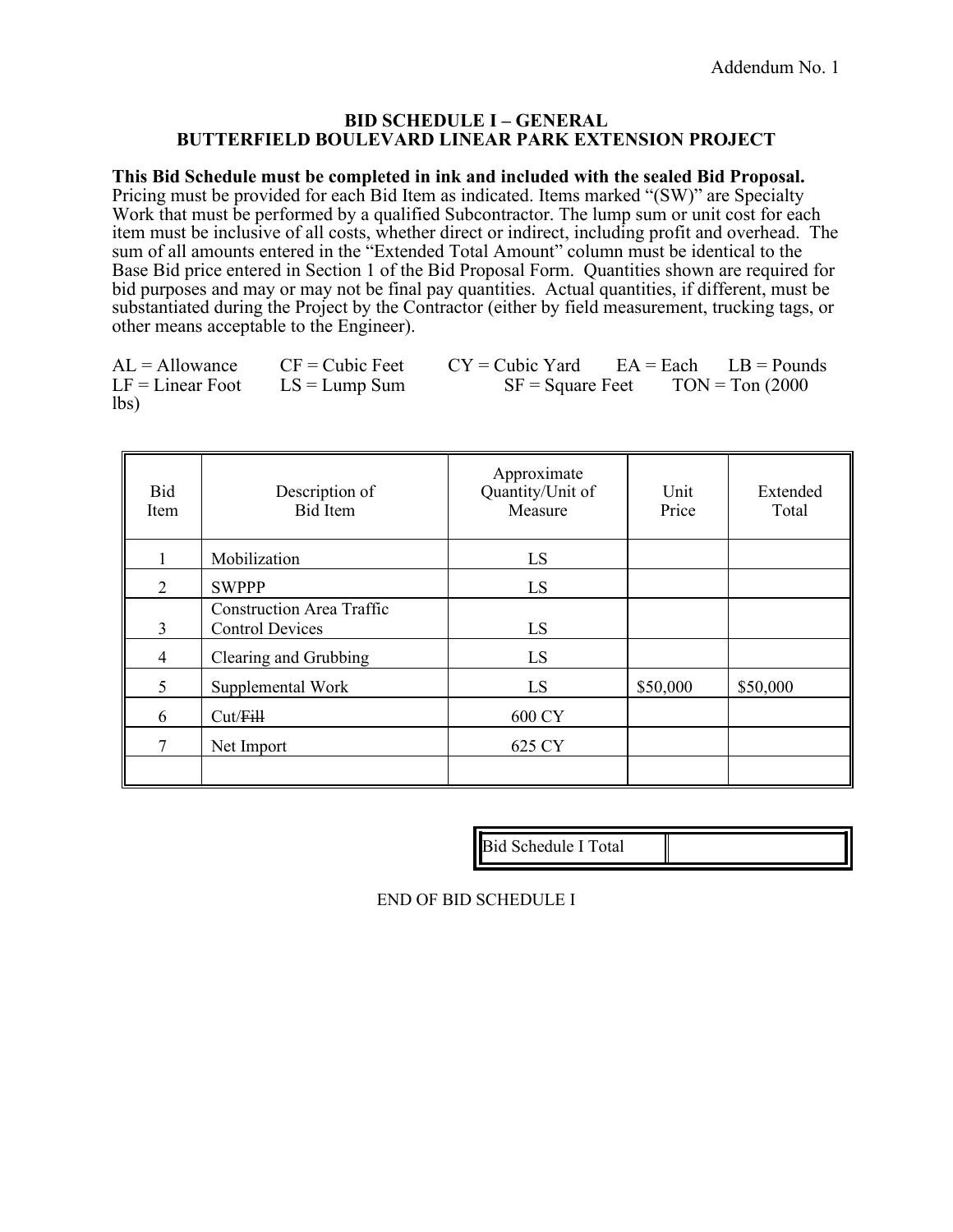Addendum No. 1

## BID SCHEDULE I – GENERAL
## BUTTERFIELD BOULEVARD LINEAR PARK EXTENSION PROJECT

**This Bid Schedule must be completed in ink and included with the sealed Bid Proposal.** Pricing must be provided for each Bid Item as indicated. Items marked "(SW)" are Specialty Work that must be performed by a qualified Subcontractor. The lump sum or unit cost for each item must be inclusive of all costs, whether direct or indirect, including profit and overhead. The sum of all amounts entered in the "Extended Total Amount" column must be identical to the Base Bid price entered in Section 1 of the Bid Proposal Form. Quantities shown are required for bid purposes and may or may not be final pay quantities. Actual quantities, if different, must be substantiated during the Project by the Contractor (either by field measurement, trucking tags, or other means acceptable to the Engineer).

AL = Allowance    CF = Cubic Feet    CY = Cubic Yard    EA = Each    LB = Pounds
LF = Linear Foot    LS = Lump Sum    SF = Square Feet    TON = Ton (2000 lbs)

| Bid Item | Description of Bid Item | Approximate Quantity/Unit of Measure | Unit Price | Extended Total |
|---|---|---|---|---|
| 1 | Mobilization | LS | | |
| 2 | SWPPP | LS | | |
| 3 | Construction Area Traffic Control Devices | LS | | |
| 4 | Clearing and Grubbing | LS | | |
| 5 | Supplemental Work | LS | $50,000 | $50,000 |
| 6 | Cut/~~Fill~~ | 600 CY | | |
| 7 | Net Import | 625 CY | | |
| | | | | |

| Bid Schedule I Total | |
|---|---|

END OF BID SCHEDULE I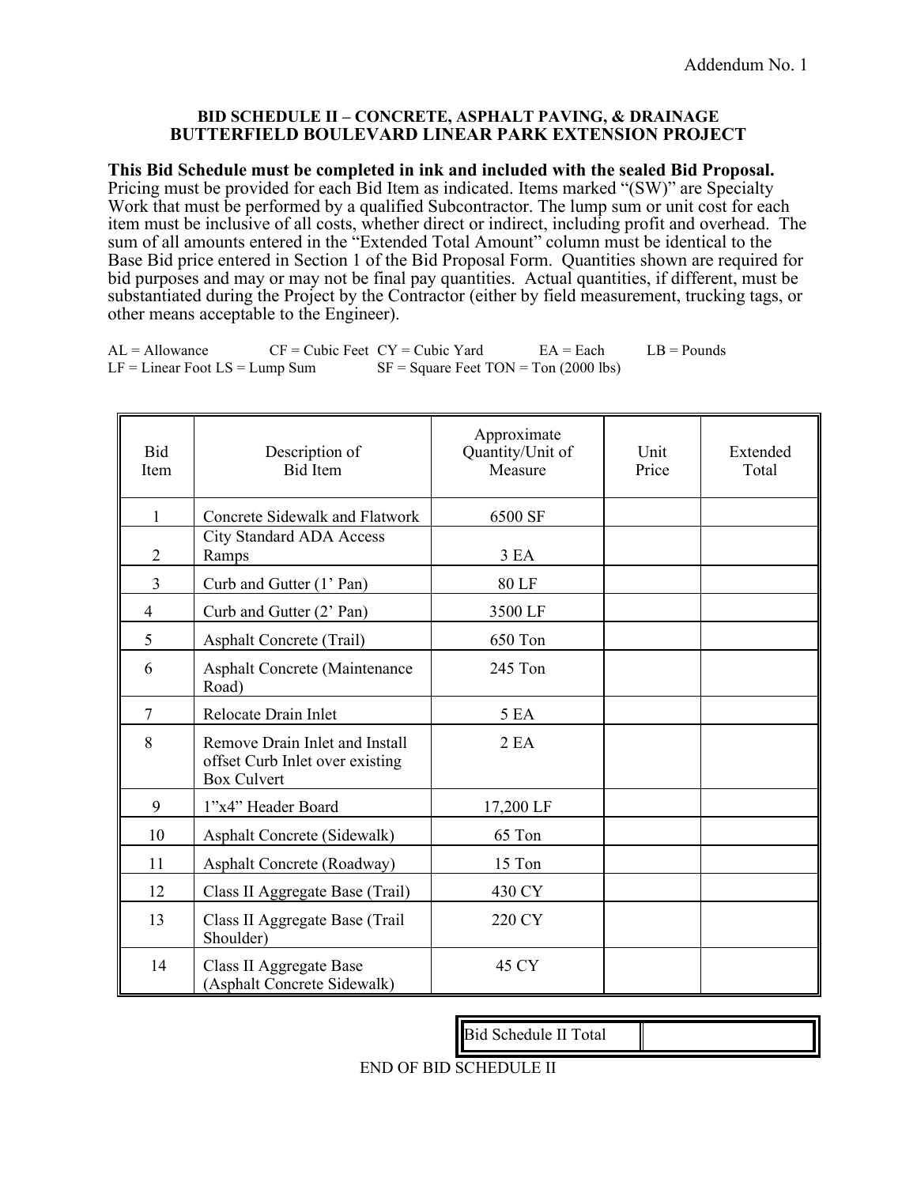Addendum No. 1

**BID SCHEDULE II – CONCRETE, ASPHALT PAVING, & DRAINAGE**
**BUTTERFIELD BOULEVARD LINEAR PARK EXTENSION PROJECT**

**This Bid Schedule must be completed in ink and included with the sealed Bid Proposal.** Pricing must be provided for each Bid Item as indicated. Items marked "(SW)" are Specialty Work that must be performed by a qualified Subcontractor. The lump sum or unit cost for each item must be inclusive of all costs, whether direct or indirect, including profit and overhead. The sum of all amounts entered in the "Extended Total Amount" column must be identical to the Base Bid price entered in Section 1 of the Bid Proposal Form. Quantities shown are required for bid purposes and may or may not be final pay quantities. Actual quantities, if different, must be substantiated during the Project by the Contractor (either by field measurement, trucking tags, or other means acceptable to the Engineer).

AL = Allowance CF = Cubic Feet CY = Cubic Yard EA = Each LB = Pounds
LF = Linear Foot LS = Lump Sum SF = Square Feet TON = Ton (2000 lbs)

| Bid Item | Description of Bid Item | Approximate Quantity/Unit of Measure | Unit Price | Extended Total |
|---|---|---|---|---|
| 1 | Concrete Sidewalk and Flatwork | 6500 SF | | |
| 2 | City Standard ADA Access Ramps | 3 EA | | |
| 3 | Curb and Gutter (1' Pan) | 80 LF | | |
| 4 | Curb and Gutter (2' Pan) | 3500 LF | | |
| 5 | Asphalt Concrete (Trail) | 650 Ton | | |
| 6 | Asphalt Concrete (Maintenance Road) | 245 Ton | | |
| 7 | Relocate Drain Inlet | 5 EA | | |
| 8 | Remove Drain Inlet and Install offset Curb Inlet over existing Box Culvert | 2 EA | | |
| 9 | 1"x4" Header Board | 17,200 LF | | |
| 10 | Asphalt Concrete (Sidewalk) | 65 Ton | | |
| 11 | Asphalt Concrete (Roadway) | 15 Ton | | |
| 12 | Class II Aggregate Base (Trail) | 430 CY | | |
| 13 | Class II Aggregate Base (Trail Shoulder) | 220 CY | | |
| 14 | Class II Aggregate Base (Asphalt Concrete Sidewalk) | 45 CY | | |

| Bid Schedule II Total | |
|---|---|

END OF BID SCHEDULE II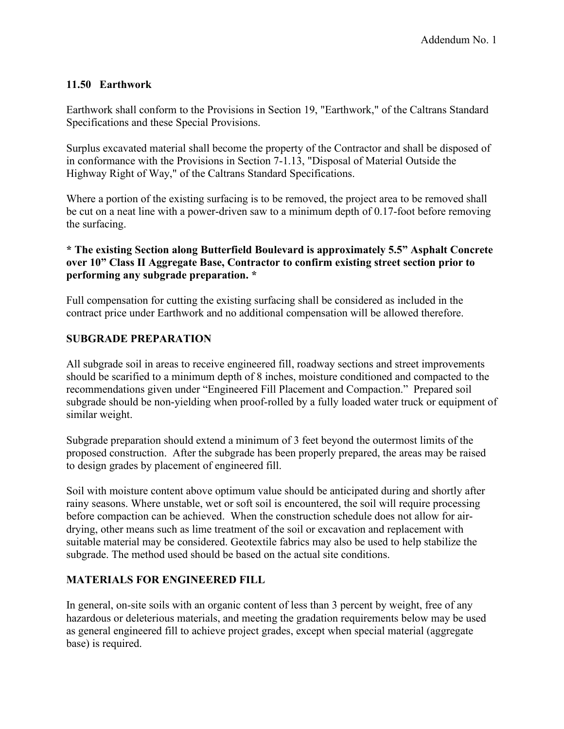### 11.50 Earthwork

Earthwork shall conform to the Provisions in Section 19, "Earthwork," of the Caltrans Standard Specifications and these Special Provisions.

Surplus excavated material shall become the property of the Contractor and shall be disposed of in conformance with the Provisions in Section 7-1.13, "Disposal of Material Outside the Highway Right of Way," of the Caltrans Standard Specifications.

Where a portion of the existing surfacing is to be removed, the project area to be removed shall be cut on a neat line with a power-driven saw to a minimum depth of 0.17-foot before removing the surfacing.

**\* The existing Section along Butterfield Boulevard is approximately 5.5" Asphalt Concrete over 10" Class II Aggregate Base, Contractor to confirm existing street section prior to performing any subgrade preparation. \***

Full compensation for cutting the existing surfacing shall be considered as included in the contract price under Earthwork and no additional compensation will be allowed therefore.

### SUBGRADE PREPARATION

All subgrade soil in areas to receive engineered fill, roadway sections and street improvements should be scarified to a minimum depth of 8 inches, moisture conditioned and compacted to the recommendations given under "Engineered Fill Placement and Compaction." Prepared soil subgrade should be non-yielding when proof-rolled by a fully loaded water truck or equipment of similar weight.

Subgrade preparation should extend a minimum of 3 feet beyond the outermost limits of the proposed construction. After the subgrade has been properly prepared, the areas may be raised to design grades by placement of engineered fill.

Soil with moisture content above optimum value should be anticipated during and shortly after rainy seasons. Where unstable, wet or soft soil is encountered, the soil will require processing before compaction can be achieved. When the construction schedule does not allow for air-drying, other means such as lime treatment of the soil or excavation and replacement with suitable material may be considered. Geotextile fabrics may also be used to help stabilize the subgrade. The method used should be based on the actual site conditions.

### MATERIALS FOR ENGINEERED FILL

In general, on-site soils with an organic content of less than 3 percent by weight, free of any hazardous or deleterious materials, and meeting the gradation requirements below may be used as general engineered fill to achieve project grades, except when special material (aggregate base) is required.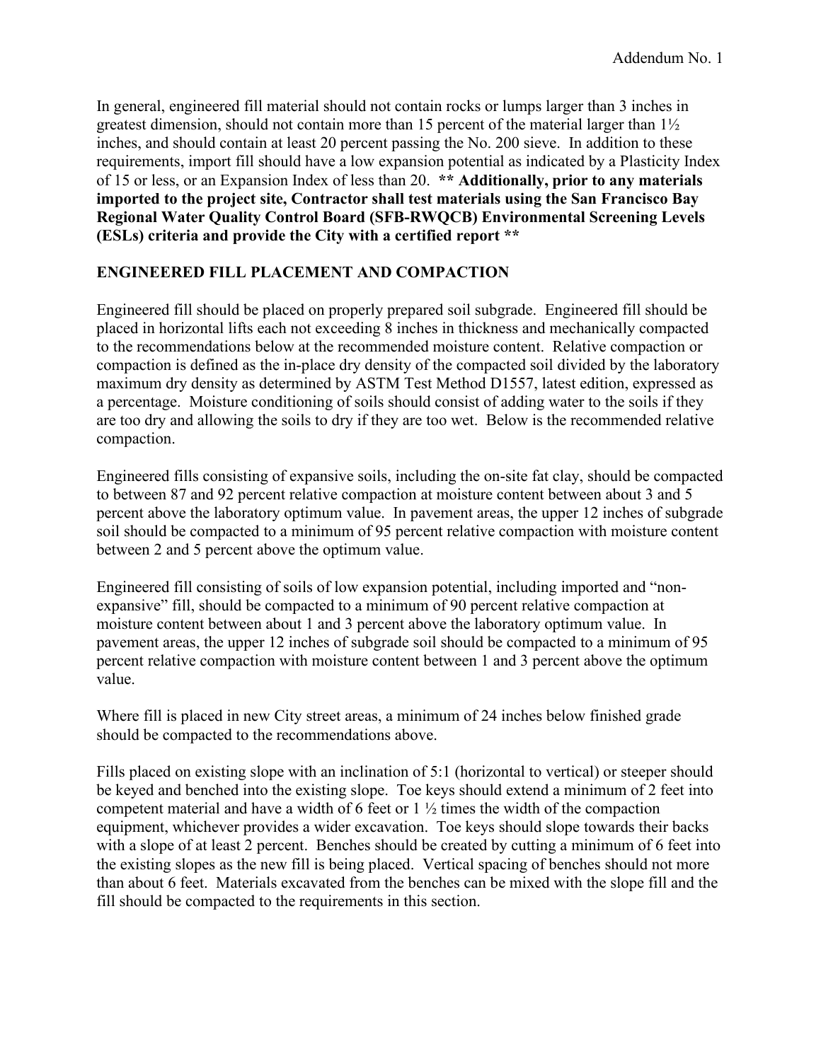In general, engineered fill material should not contain rocks or lumps larger than 3 inches in greatest dimension, should not contain more than 15 percent of the material larger than 1½ inches, and should contain at least 20 percent passing the No. 200 sieve. In addition to these requirements, import fill should have a low expansion potential as indicated by a Plasticity Index of 15 or less, or an Expansion Index of less than 20. **** Additionally, prior to any materials imported to the project site, Contractor shall test materials using the San Francisco Bay Regional Water Quality Control Board (SFB-RWQCB) Environmental Screening Levels (ESLs) criteria and provide the City with a certified report ****

## ENGINEERED FILL PLACEMENT AND COMPACTION

Engineered fill should be placed on properly prepared soil subgrade. Engineered fill should be placed in horizontal lifts each not exceeding 8 inches in thickness and mechanically compacted to the recommendations below at the recommended moisture content. Relative compaction or compaction is defined as the in-place dry density of the compacted soil divided by the laboratory maximum dry density as determined by ASTM Test Method D1557, latest edition, expressed as a percentage. Moisture conditioning of soils should consist of adding water to the soils if they are too dry and allowing the soils to dry if they are too wet. Below is the recommended relative compaction.

Engineered fills consisting of expansive soils, including the on-site fat clay, should be compacted to between 87 and 92 percent relative compaction at moisture content between about 3 and 5 percent above the laboratory optimum value. In pavement areas, the upper 12 inches of subgrade soil should be compacted to a minimum of 95 percent relative compaction with moisture content between 2 and 5 percent above the optimum value.

Engineered fill consisting of soils of low expansion potential, including imported and "non-expansive" fill, should be compacted to a minimum of 90 percent relative compaction at moisture content between about 1 and 3 percent above the laboratory optimum value. In pavement areas, the upper 12 inches of subgrade soil should be compacted to a minimum of 95 percent relative compaction with moisture content between 1 and 3 percent above the optimum value.

Where fill is placed in new City street areas, a minimum of 24 inches below finished grade should be compacted to the recommendations above.

Fills placed on existing slope with an inclination of 5:1 (horizontal to vertical) or steeper should be keyed and benched into the existing slope. Toe keys should extend a minimum of 2 feet into competent material and have a width of 6 feet or 1 ½ times the width of the compaction equipment, whichever provides a wider excavation. Toe keys should slope towards their backs with a slope of at least 2 percent. Benches should be created by cutting a minimum of 6 feet into the existing slopes as the new fill is being placed. Vertical spacing of benches should not more than about 6 feet. Materials excavated from the benches can be mixed with the slope fill and the fill should be compacted to the requirements in this section.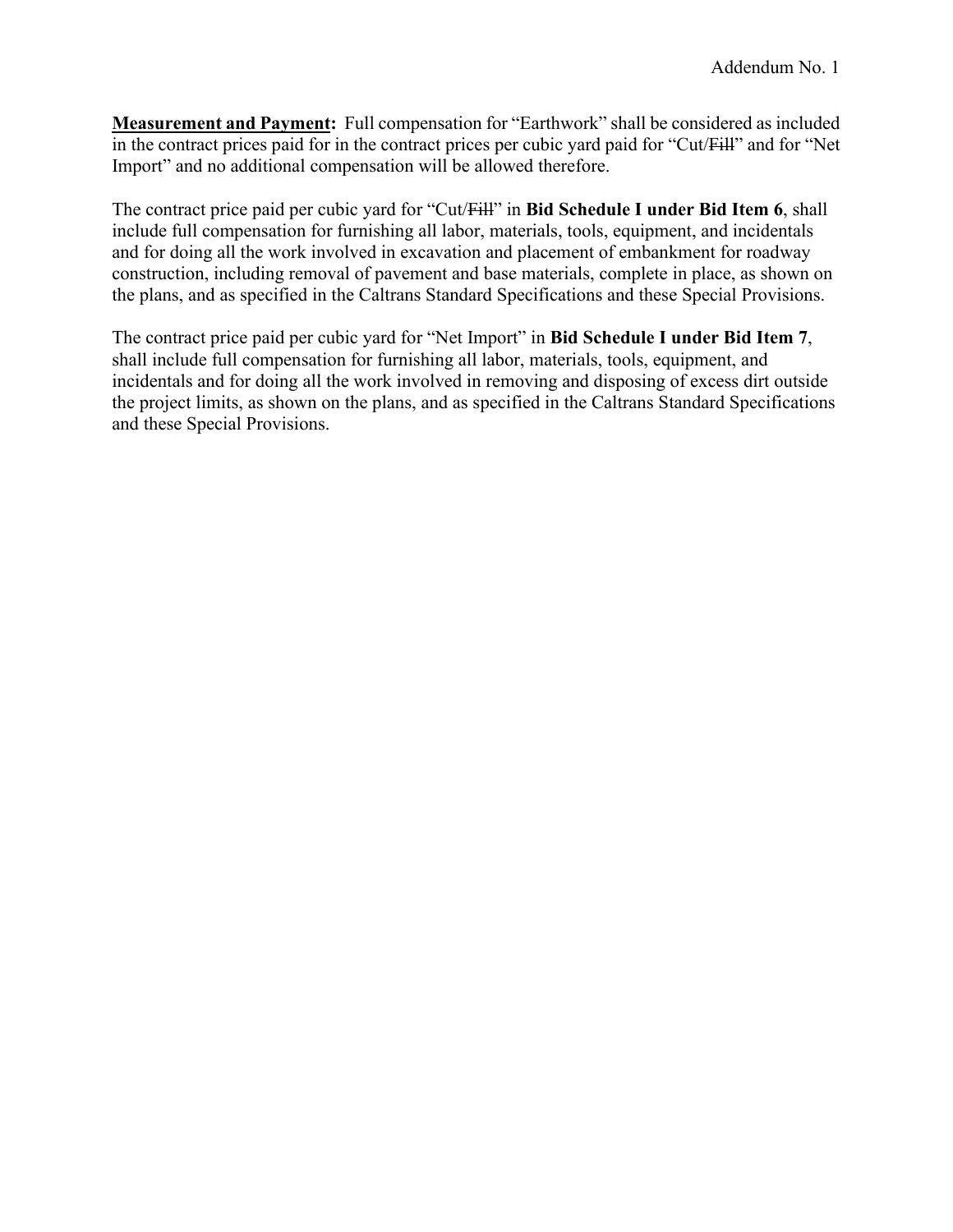**Measurement and Payment:** Full compensation for "Earthwork" shall be considered as included in the contract prices paid for in the contract prices per cubic yard paid for "Cut/~~Fill~~" and for "Net Import" and no additional compensation will be allowed therefore.

The contract price paid per cubic yard for "Cut/~~Fill~~" in **Bid Schedule I under Bid Item 6**, shall include full compensation for furnishing all labor, materials, tools, equipment, and incidentals and for doing all the work involved in excavation and placement of embankment for roadway construction, including removal of pavement and base materials, complete in place, as shown on the plans, and as specified in the Caltrans Standard Specifications and these Special Provisions.

The contract price paid per cubic yard for "Net Import" in **Bid Schedule I under Bid Item 7**, shall include full compensation for furnishing all labor, materials, tools, equipment, and incidentals and for doing all the work involved in removing and disposing of excess dirt outside the project limits, as shown on the plans, and as specified in the Caltrans Standard Specifications and these Special Provisions.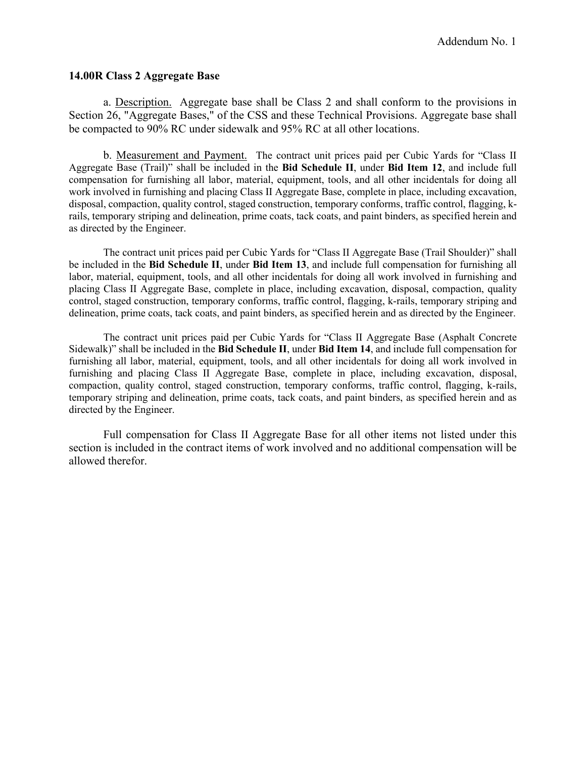### 14.00R Class 2 Aggregate Base

a. Description. Aggregate base shall be Class 2 and shall conform to the provisions in Section 26, "Aggregate Bases," of the CSS and these Technical Provisions. Aggregate base shall be compacted to 90% RC under sidewalk and 95% RC at all other locations.

b. Measurement and Payment. The contract unit prices paid per Cubic Yards for "Class II Aggregate Base (Trail)" shall be included in the **Bid Schedule II**, under **Bid Item 12**, and include full compensation for furnishing all labor, material, equipment, tools, and all other incidentals for doing all work involved in furnishing and placing Class II Aggregate Base, complete in place, including excavation, disposal, compaction, quality control, staged construction, temporary conforms, traffic control, flagging, k-rails, temporary striping and delineation, prime coats, tack coats, and paint binders, as specified herein and as directed by the Engineer.

The contract unit prices paid per Cubic Yards for "Class II Aggregate Base (Trail Shoulder)" shall be included in the **Bid Schedule II**, under **Bid Item 13**, and include full compensation for furnishing all labor, material, equipment, tools, and all other incidentals for doing all work involved in furnishing and placing Class II Aggregate Base, complete in place, including excavation, disposal, compaction, quality control, staged construction, temporary conforms, traffic control, flagging, k-rails, temporary striping and delineation, prime coats, tack coats, and paint binders, as specified herein and as directed by the Engineer.

The contract unit prices paid per Cubic Yards for "Class II Aggregate Base (Asphalt Concrete Sidewalk)" shall be included in the **Bid Schedule II**, under **Bid Item 14**, and include full compensation for furnishing all labor, material, equipment, tools, and all other incidentals for doing all work involved in furnishing and placing Class II Aggregate Base, complete in place, including excavation, disposal, compaction, quality control, staged construction, temporary conforms, traffic control, flagging, k-rails, temporary striping and delineation, prime coats, tack coats, and paint binders, as specified herein and as directed by the Engineer.

Full compensation for Class II Aggregate Base for all other items not listed under this section is included in the contract items of work involved and no additional compensation will be allowed therefor.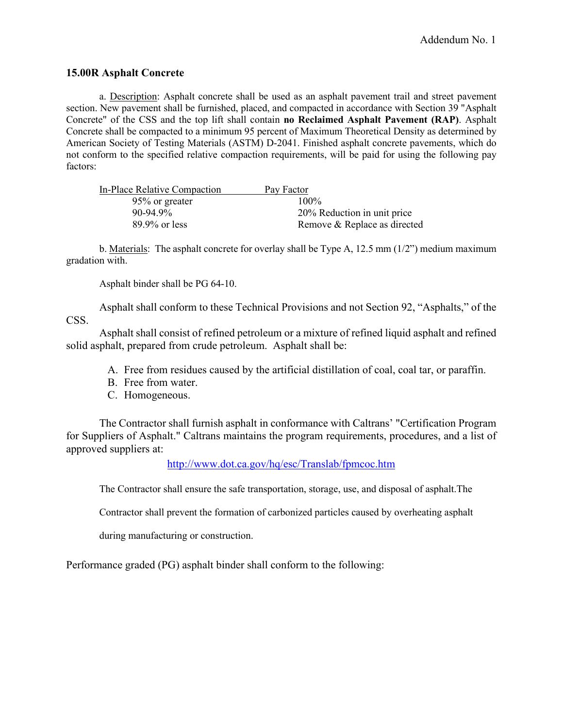Addendum No. 1

### 15.00R Asphalt Concrete

a. Description: Asphalt concrete shall be used as an asphalt pavement trail and street pavement section. New pavement shall be furnished, placed, and compacted in accordance with Section 39 "Asphalt Concrete" of the CSS and the top lift shall contain **no Reclaimed Asphalt Pavement (RAP)**. Asphalt Concrete shall be compacted to a minimum 95 percent of Maximum Theoretical Density as determined by American Society of Testing Materials (ASTM) D-2041. Finished asphalt concrete pavements, which do not conform to the specified relative compaction requirements, will be paid for using the following pay factors:

| In-Place Relative Compaction | Pay Factor |
|---|---|
| 95% or greater | 100% |
| 90-94.9% | 20% Reduction in unit price |
| 89.9% or less | Remove & Replace as directed |

b. Materials: The asphalt concrete for overlay shall be Type A, 12.5 mm (1/2") medium maximum gradation with.

Asphalt binder shall be PG 64-10.

Asphalt shall conform to these Technical Provisions and not Section 92, "Asphalts," of the CSS.

Asphalt shall consist of refined petroleum or a mixture of refined liquid asphalt and refined solid asphalt, prepared from crude petroleum. Asphalt shall be:

A. Free from residues caused by the artificial distillation of coal, coal tar, or paraffin.
B. Free from water.
C. Homogeneous.

The Contractor shall furnish asphalt in conformance with Caltrans' "Certification Program for Suppliers of Asphalt." Caltrans maintains the program requirements, procedures, and a list of approved suppliers at:

http://www.dot.ca.gov/hq/esc/Translab/fpmcoc.htm

The Contractor shall ensure the safe transportation, storage, use, and disposal of asphalt.The Contractor shall prevent the formation of carbonized particles caused by overheating asphalt during manufacturing or construction.

Performance graded (PG) asphalt binder shall conform to the following: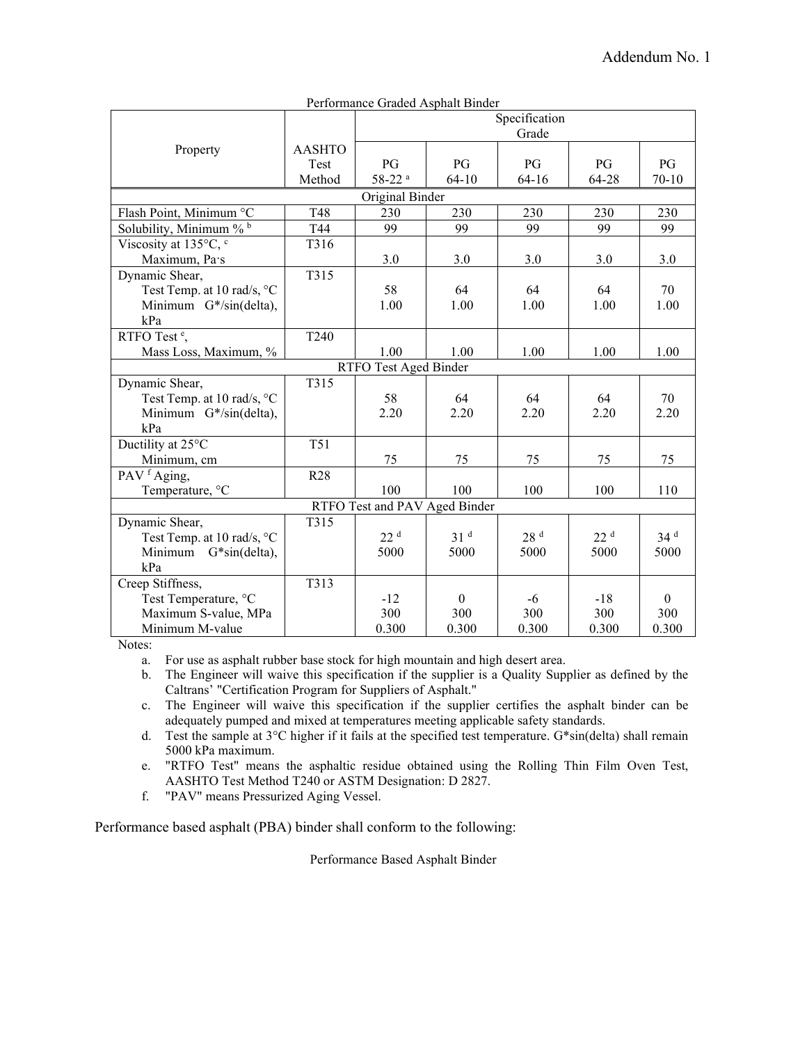Performance Graded Asphalt Binder

| Property | AASHTO Test Method | Specification Grade | | | | |
|---|---|---|---|---|---|---|
| | | PG 58-22 [a] | PG 64-10 | PG 64-16 | PG 64-28 | PG 70-10 |
| **Original Binder** | | | | | | |
| Flash Point, Minimum °C | T48 | 230 | 230 | 230 | 230 | 230 |
| Solubility, Minimum % [b] | T44 | 99 | 99 | 99 | 99 | 99 |
| Viscosity at 135°C, [c] Maximum, Pa·s | T316 | 3.0 | 3.0 | 3.0 | 3.0 | 3.0 |
| Dynamic Shear, Test Temp. at 10 rad/s, °C Minimum G*/sin(delta), kPa | T315 | 58<br>1.00 | 64<br>1.00 | 64<br>1.00 | 64<br>1.00 | 70<br>1.00 |
| RTFO Test [e], Mass Loss, Maximum, % | T240 | 1.00 | 1.00 | 1.00 | 1.00 | 1.00 |
| **RTFO Test Aged Binder** | | | | | | |
| Dynamic Shear, Test Temp. at 10 rad/s, °C Minimum G*/sin(delta), kPa | T315 | 58<br>2.20 | 64<br>2.20 | 64<br>2.20 | 64<br>2.20 | 70<br>2.20 |
| Ductility at 25°C Minimum, cm | T51 | 75 | 75 | 75 | 75 | 75 |
| PAV [f] Aging, Temperature, °C | R28 | 100 | 100 | 100 | 100 | 110 |
| **RTFO Test and PAV Aged Binder** | | | | | | |
| Dynamic Shear, Test Temp. at 10 rad/s, °C Minimum G*sin(delta), kPa | T315 | 22 [d]<br>5000 | 31 [d]<br>5000 | 28 [d]<br>5000 | 22 [d]<br>5000 | 34 [d]<br>5000 |
| Creep Stiffness, Test Temperature, °C Maximum S-value, MPa Minimum M-value | T313 | -12<br>300<br>0.300 | 0<br>300<br>0.300 | -6<br>300<br>0.300 | -18<br>300<br>0.300 | 0<br>300<br>0.300 |

Notes:

a. For use as asphalt rubber base stock for high mountain and high desert area.
b. The Engineer will waive this specification if the supplier is a Quality Supplier as defined by the Caltrans' "Certification Program for Suppliers of Asphalt."
c. The Engineer will waive this specification if the supplier certifies the asphalt binder can be adequately pumped and mixed at temperatures meeting applicable safety standards.
d. Test the sample at 3°C higher if it fails at the specified test temperature. G*sin(delta) shall remain 5000 kPa maximum.
e. "RTFO Test" means the asphaltic residue obtained using the Rolling Thin Film Oven Test, AASHTO Test Method T240 or ASTM Designation: D 2827.
f. "PAV" means Pressurized Aging Vessel.

Performance based asphalt (PBA) binder shall conform to the following:

Performance Based Asphalt Binder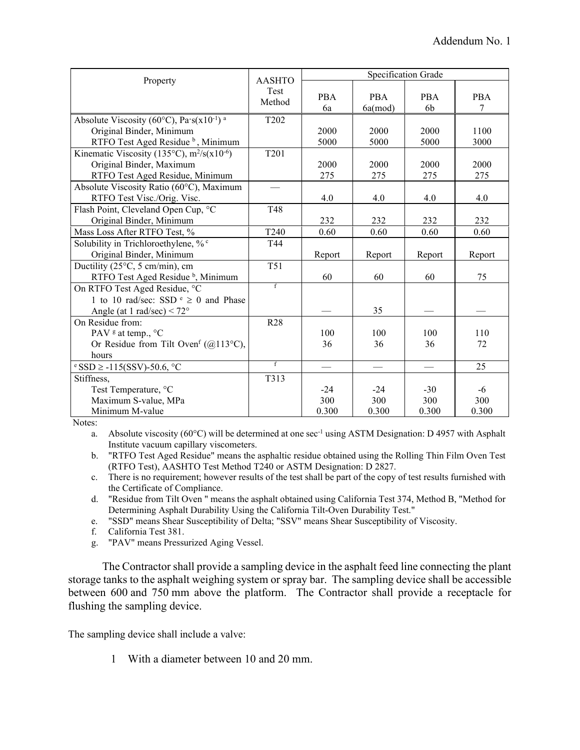| Property | AASHTO Test Method | Specification Grade | | | |
|---|---|---|---|---|---|
| | | PBA 6a | PBA 6a(mod) | PBA 6b | PBA 7 |
| Absolute Viscosity (60°C), Pa·s($x10^{-1}$) [a] | T202 | | | | |
| Original Binder, Minimum | | 2000 | 2000 | 2000 | 1100 |
| RTFO Test Aged Residue [b], Minimum | | 5000 | 5000 | 5000 | 3000 |
| Kinematic Viscosity (135°C), $m^2/s(x10^{-6})$ | T201 | | | | |
| Original Binder, Maximum | | 2000 | 2000 | 2000 | 2000 |
| RTFO Test Aged Residue, Minimum | | 275 | 275 | 275 | 275 |
| Absolute Viscosity Ratio (60°C), Maximum RTFO Test Visc./Orig. Visc. | — | 4.0 | 4.0 | 4.0 | 4.0 |
| Flash Point, Cleveland Open Cup, °C Original Binder, Minimum | T48 | 232 | 232 | 232 | 232 |
| Mass Loss After RTFO Test, % | T240 | 0.60 | 0.60 | 0.60 | 0.60 |
| Solubility in Trichloroethylene, % [c] Original Binder, Minimum | T44 | Report | Report | Report | Report |
| Ductility (25°C, 5 cm/min), cm RTFO Test Aged Residue [b], Minimum | T51 | 60 | 60 | 60 | 75 |
| On RTFO Test Aged Residue, °C 1 to 10 rad/sec: SSD [e] ≥ 0 and Phase Angle (at 1 rad/sec) < 72° | [f] | — | 35 | — | — |
| On Residue from: | R28 | | | | |
| PAV [g] at temp., °C | | 100 | 100 | 100 | 110 |
| Or Residue from Tilt Oven[f] (@113°C), hours | | 36 | 36 | 36 | 72 |
| [e] SSD ≥ -115(SSV)-50.6, °C | [f] | — | — | — | 25 |
| Stiffness, | T313 | | | | |
| Test Temperature, °C | | -24 | -24 | -30 | -6 |
| Maximum S-value, MPa | | 300 | 300 | 300 | 300 |
| Minimum M-value | | 0.300 | 0.300 | 0.300 | 0.300 |

Notes:

a. Absolute viscosity (60°C) will be determined at one $sec^{-1}$ using ASTM Designation: D 4957 with Asphalt Institute vacuum capillary viscometers.

b. "RTFO Test Aged Residue" means the asphaltic residue obtained using the Rolling Thin Film Oven Test (RTFO Test), AASHTO Test Method T240 or ASTM Designation: D 2827.

c. There is no requirement; however results of the test shall be part of the copy of test results furnished with the Certificate of Compliance.

d. "Residue from Tilt Oven " means the asphalt obtained using California Test 374, Method B, "Method for Determining Asphalt Durability Using the California Tilt-Oven Durability Test."

e. "SSD" means Shear Susceptibility of Delta; "SSV" means Shear Susceptibility of Viscosity.

f. California Test 381.

g. "PAV" means Pressurized Aging Vessel.

The Contractor shall provide a sampling device in the asphalt feed line connecting the plant storage tanks to the asphalt weighing system or spray bar. The sampling device shall be accessible between 600 and 750 mm above the platform. The Contractor shall provide a receptacle for flushing the sampling device.

The sampling device shall include a valve:

1 With a diameter between 10 and 20 mm.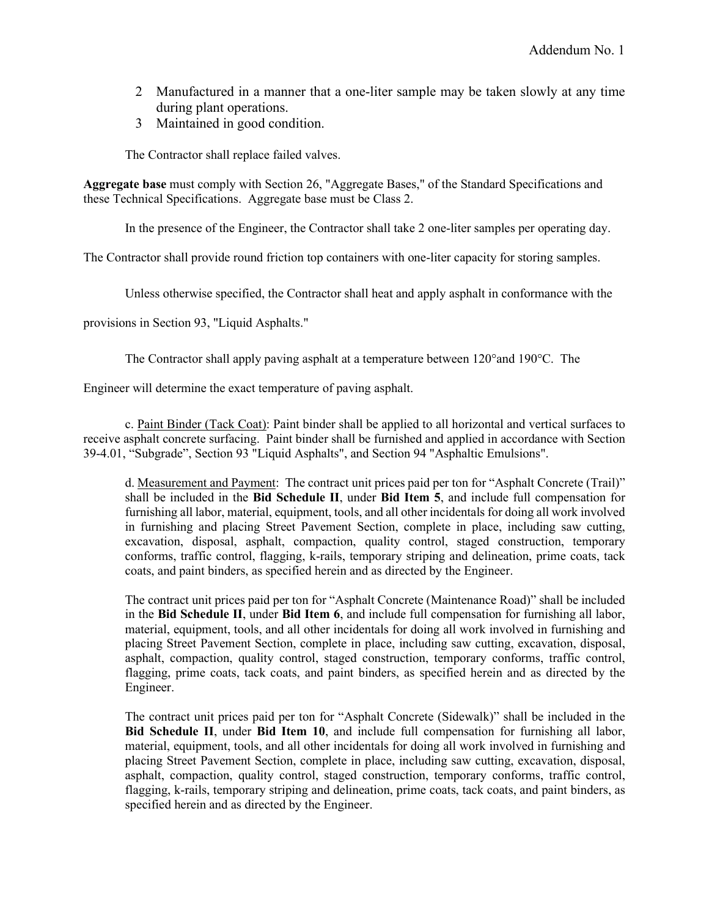2 Manufactured in a manner that a one-liter sample may be taken slowly at any time during plant operations.
3 Maintained in good condition.

The Contractor shall replace failed valves.

**Aggregate base** must comply with Section 26, "Aggregate Bases," of the Standard Specifications and these Technical Specifications. Aggregate base must be Class 2.

In the presence of the Engineer, the Contractor shall take 2 one-liter samples per operating day.

The Contractor shall provide round friction top containers with one-liter capacity for storing samples.

Unless otherwise specified, the Contractor shall heat and apply asphalt in conformance with the provisions in Section 93, "Liquid Asphalts."

The Contractor shall apply paving asphalt at a temperature between 120°and 190°C. The Engineer will determine the exact temperature of paving asphalt.

c. Paint Binder (Tack Coat): Paint binder shall be applied to all horizontal and vertical surfaces to receive asphalt concrete surfacing. Paint binder shall be furnished and applied in accordance with Section 39-4.01, "Subgrade", Section 93 "Liquid Asphalts", and Section 94 "Asphaltic Emulsions".

d. Measurement and Payment: The contract unit prices paid per ton for "Asphalt Concrete (Trail)" shall be included in the **Bid Schedule II**, under **Bid Item 5**, and include full compensation for furnishing all labor, material, equipment, tools, and all other incidentals for doing all work involved in furnishing and placing Street Pavement Section, complete in place, including saw cutting, excavation, disposal, asphalt, compaction, quality control, staged construction, temporary conforms, traffic control, flagging, k-rails, temporary striping and delineation, prime coats, tack coats, and paint binders, as specified herein and as directed by the Engineer.

The contract unit prices paid per ton for "Asphalt Concrete (Maintenance Road)" shall be included in the **Bid Schedule II**, under **Bid Item 6**, and include full compensation for furnishing all labor, material, equipment, tools, and all other incidentals for doing all work involved in furnishing and placing Street Pavement Section, complete in place, including saw cutting, excavation, disposal, asphalt, compaction, quality control, staged construction, temporary conforms, traffic control, flagging, prime coats, tack coats, and paint binders, as specified herein and as directed by the Engineer.

The contract unit prices paid per ton for "Asphalt Concrete (Sidewalk)" shall be included in the **Bid Schedule II**, under **Bid Item 10**, and include full compensation for furnishing all labor, material, equipment, tools, and all other incidentals for doing all work involved in furnishing and placing Street Pavement Section, complete in place, including saw cutting, excavation, disposal, asphalt, compaction, quality control, staged construction, temporary conforms, traffic control, flagging, k-rails, temporary striping and delineation, prime coats, tack coats, and paint binders, as specified herein and as directed by the Engineer.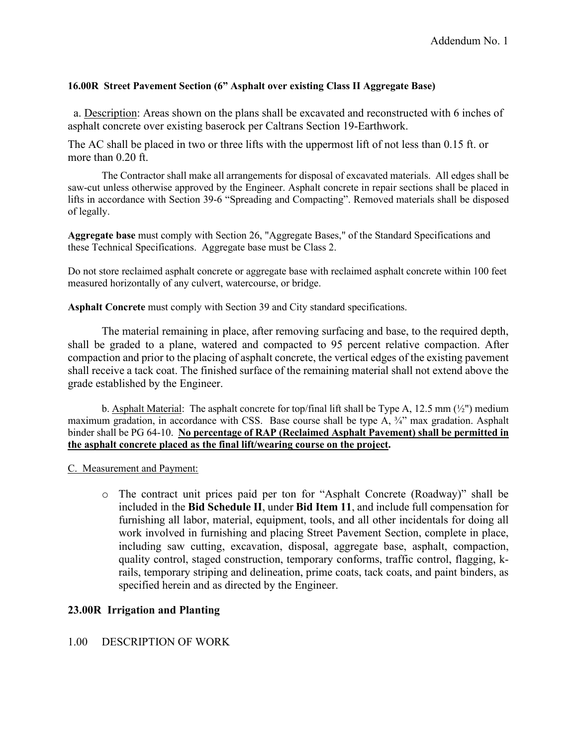**16.00R Street Pavement Section (6" Asphalt over existing Class II Aggregate Base)**

a. Description: Areas shown on the plans shall be excavated and reconstructed with 6 inches of asphalt concrete over existing baserock per Caltrans Section 19-Earthwork.

The AC shall be placed in two or three lifts with the uppermost lift of not less than 0.15 ft. or more than 0.20 ft.

The Contractor shall make all arrangements for disposal of excavated materials. All edges shall be saw-cut unless otherwise approved by the Engineer. Asphalt concrete in repair sections shall be placed in lifts in accordance with Section 39-6 "Spreading and Compacting". Removed materials shall be disposed of legally.

**Aggregate base** must comply with Section 26, "Aggregate Bases," of the Standard Specifications and these Technical Specifications. Aggregate base must be Class 2.

Do not store reclaimed asphalt concrete or aggregate base with reclaimed asphalt concrete within 100 feet measured horizontally of any culvert, watercourse, or bridge.

**Asphalt Concrete** must comply with Section 39 and City standard specifications.

The material remaining in place, after removing surfacing and base, to the required depth, shall be graded to a plane, watered and compacted to 95 percent relative compaction. After compaction and prior to the placing of asphalt concrete, the vertical edges of the existing pavement shall receive a tack coat. The finished surface of the remaining material shall not extend above the grade established by the Engineer.

b. Asphalt Material: The asphalt concrete for top/final lift shall be Type A, 12.5 mm (½") medium maximum gradation, in accordance with CSS. Base course shall be type A, ¾" max gradation. Asphalt binder shall be PG 64-10. **No percentage of RAP (Reclaimed Asphalt Pavement) shall be permitted in the asphalt concrete placed as the final lift/wearing course on the project.**

C. Measurement and Payment:

- The contract unit prices paid per ton for "Asphalt Concrete (Roadway)" shall be included in the **Bid Schedule II**, under **Bid Item 11**, and include full compensation for furnishing all labor, material, equipment, tools, and all other incidentals for doing all work involved in furnishing and placing Street Pavement Section, complete in place, including saw cutting, excavation, disposal, aggregate base, asphalt, compaction, quality control, staged construction, temporary conforms, traffic control, flagging, k-rails, temporary striping and delineation, prime coats, tack coats, and paint binders, as specified herein and as directed by the Engineer.

## 23.00R Irrigation and Planting

1.00 DESCRIPTION OF WORK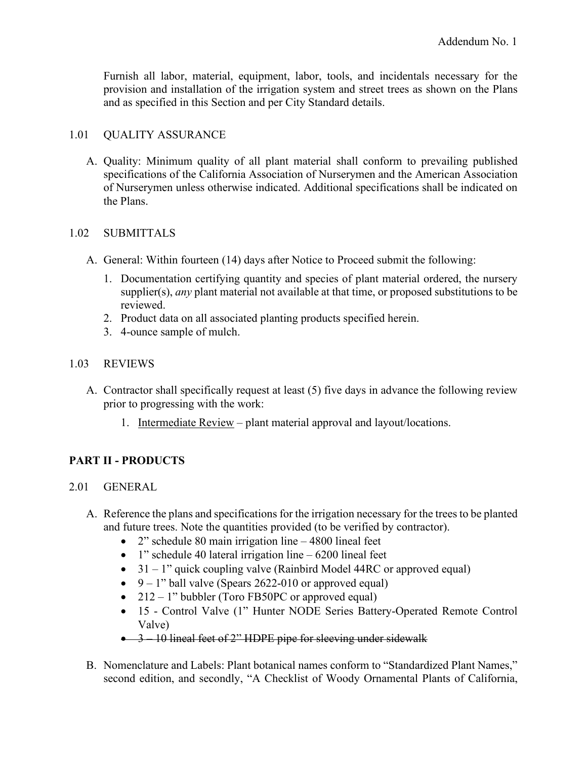Furnish all labor, material, equipment, labor, tools, and incidentals necessary for the provision and installation of the irrigation system and street trees as shown on the Plans and as specified in this Section and per City Standard details.

1.01 QUALITY ASSURANCE

A. Quality: Minimum quality of all plant material shall conform to prevailing published specifications of the California Association of Nurserymen and the American Association of Nurserymen unless otherwise indicated. Additional specifications shall be indicated on the Plans.

1.02 SUBMITTALS

A. General: Within fourteen (14) days after Notice to Proceed submit the following:

1. Documentation certifying quantity and species of plant material ordered, the nursery supplier(s), *any* plant material not available at that time, or proposed substitutions to be reviewed.
2. Product data on all associated planting products specified herein.
3. 4-ounce sample of mulch.

1.03 REVIEWS

A. Contractor shall specifically request at least (5) five days in advance the following review prior to progressing with the work:

1. <u>Intermediate Review</u> – plant material approval and layout/locations.

## PART II - PRODUCTS

2.01 GENERAL

A. Reference the plans and specifications for the irrigation necessary for the trees to be planted and future trees. Note the quantities provided (to be verified by contractor).

- 2" schedule 80 main irrigation line – 4800 lineal feet
- 1" schedule 40 lateral irrigation line – 6200 lineal feet
- 31 – 1" quick coupling valve (Rainbird Model 44RC or approved equal)
- 9 – 1" ball valve (Spears 2622-010 or approved equal)
- 212 – 1" bubbler (Toro FB50PC or approved equal)
- 15 - Control Valve (1" Hunter NODE Series Battery-Operated Remote Control Valve)
- ~~3 – 10 lineal feet of 2" HDPE pipe for sleeving under sidewalk~~

B. Nomenclature and Labels: Plant botanical names conform to "Standardized Plant Names," second edition, and secondly, "A Checklist of Woody Ornamental Plants of California,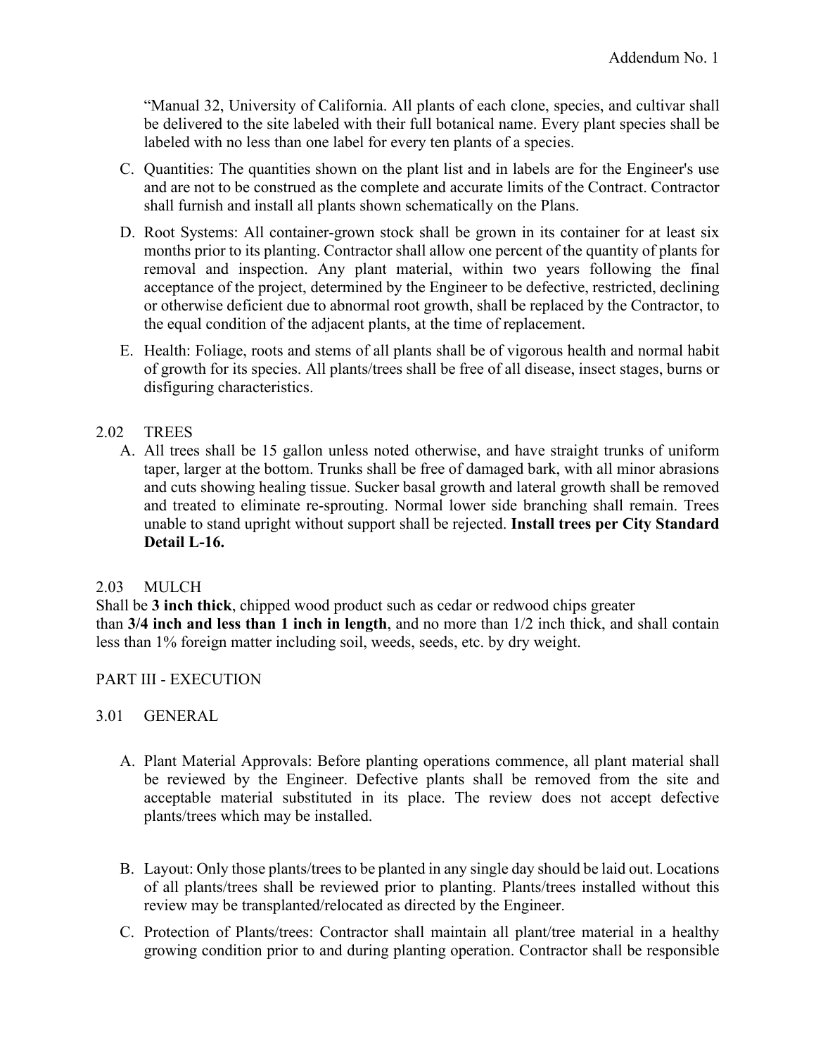"Manual 32, University of California. All plants of each clone, species, and cultivar shall be delivered to the site labeled with their full botanical name. Every plant species shall be labeled with no less than one label for every ten plants of a species.

C. Quantities: The quantities shown on the plant list and in labels are for the Engineer's use and are not to be construed as the complete and accurate limits of the Contract. Contractor shall furnish and install all plants shown schematically on the Plans.

D. Root Systems: All container-grown stock shall be grown in its container for at least six months prior to its planting. Contractor shall allow one percent of the quantity of plants for removal and inspection. Any plant material, within two years following the final acceptance of the project, determined by the Engineer to be defective, restricted, declining or otherwise deficient due to abnormal root growth, shall be replaced by the Contractor, to the equal condition of the adjacent plants, at the time of replacement.

E. Health: Foliage, roots and stems of all plants shall be of vigorous health and normal habit of growth for its species. All plants/trees shall be free of all disease, insect stages, burns or disfiguring characteristics.

2.02 TREES

A. All trees shall be 15 gallon unless noted otherwise, and have straight trunks of uniform taper, larger at the bottom. Trunks shall be free of damaged bark, with all minor abrasions and cuts showing healing tissue. Sucker basal growth and lateral growth shall be removed and treated to eliminate re-sprouting. Normal lower side branching shall remain. Trees unable to stand upright without support shall be rejected. **Install trees per City Standard Detail L-16.**

2.03 MULCH

Shall be **3 inch thick**, chipped wood product such as cedar or redwood chips greater than **3/4 inch and less than 1 inch in length**, and no more than 1/2 inch thick, and shall contain less than 1% foreign matter including soil, weeds, seeds, etc. by dry weight.

PART III - EXECUTION

3.01 GENERAL

A. Plant Material Approvals: Before planting operations commence, all plant material shall be reviewed by the Engineer. Defective plants shall be removed from the site and acceptable material substituted in its place. The review does not accept defective plants/trees which may be installed.

B. Layout: Only those plants/trees to be planted in any single day should be laid out. Locations of all plants/trees shall be reviewed prior to planting. Plants/trees installed without this review may be transplanted/relocated as directed by the Engineer.

C. Protection of Plants/trees: Contractor shall maintain all plant/tree material in a healthy growing condition prior to and during planting operation. Contractor shall be responsible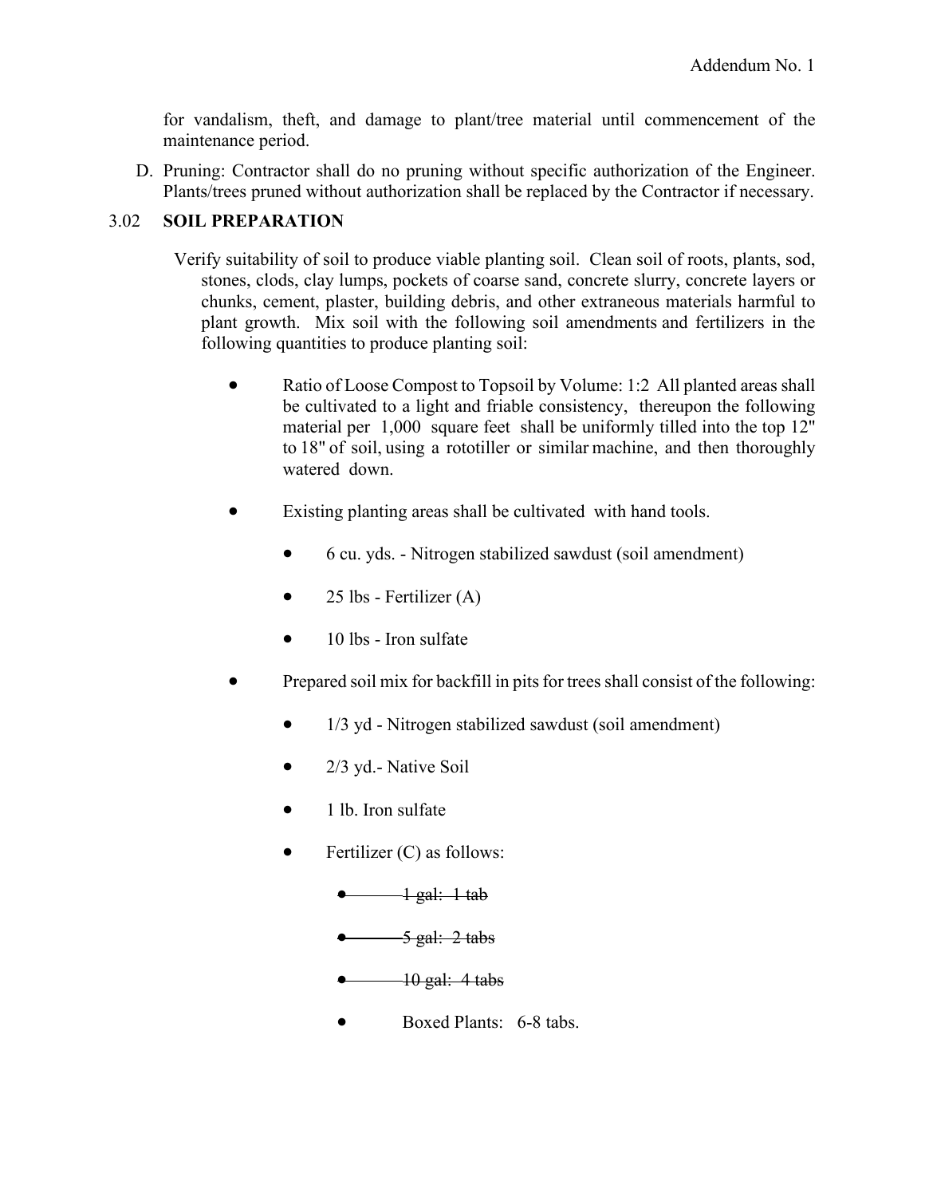for vandalism, theft, and damage to plant/tree material until commencement of the maintenance period.

D. Pruning: Contractor shall do no pruning without specific authorization of the Engineer. Plants/trees pruned without authorization shall be replaced by the Contractor if necessary.

### 3.02 SOIL PREPARATION

Verify suitability of soil to produce viable planting soil. Clean soil of roots, plants, sod, stones, clods, clay lumps, pockets of coarse sand, concrete slurry, concrete layers or chunks, cement, plaster, building debris, and other extraneous materials harmful to plant growth. Mix soil with the following soil amendments and fertilizers in the following quantities to produce planting soil:

- Ratio of Loose Compost to Topsoil by Volume: 1:2 All planted areas shall be cultivated to a light and friable consistency, thereupon the following material per 1,000 square feet shall be uniformly tilled into the top 12" to 18" of soil, using a rototiller or similar machine, and then thoroughly watered down.
- Existing planting areas shall be cultivated with hand tools.
  - 6 cu. yds. - Nitrogen stabilized sawdust (soil amendment)
  - 25 lbs - Fertilizer (A)
  - 10 lbs - Iron sulfate
- Prepared soil mix for backfill in pits for trees shall consist of the following:
  - 1/3 yd - Nitrogen stabilized sawdust (soil amendment)
  - 2/3 yd.- Native Soil
  - 1 lb. Iron sulfate
  - Fertilizer (C) as follows:
    - ~~1 gal: 1 tab~~
    - ~~5 gal: 2 tabs~~
    - ~~10 gal: 4 tabs~~
    - Boxed Plants: 6-8 tabs.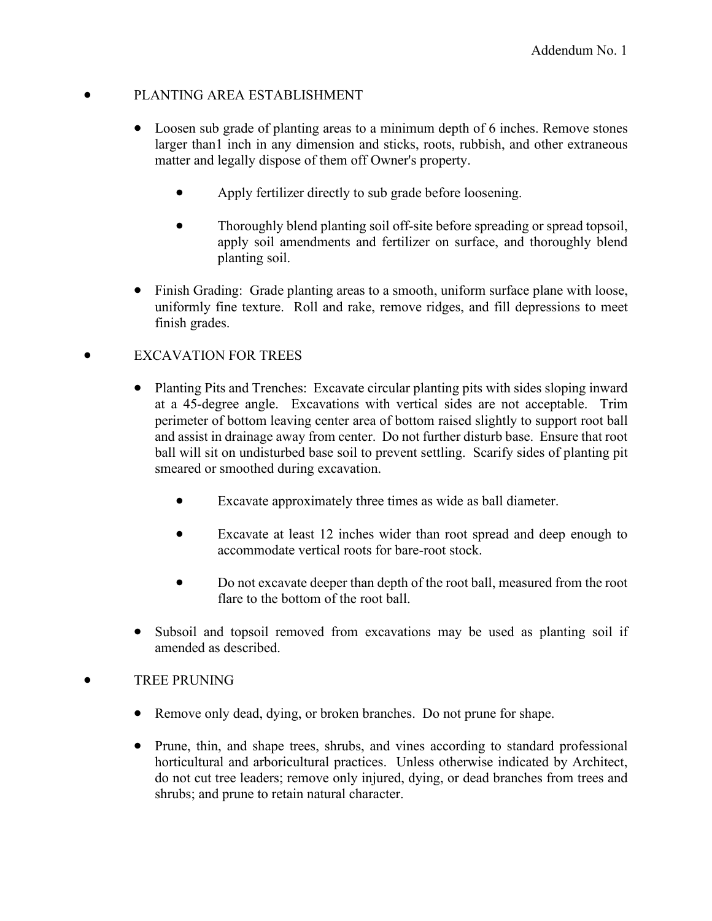- PLANTING AREA ESTABLISHMENT

  - Loosen sub grade of planting areas to a minimum depth of 6 inches. Remove stones larger than1 inch in any dimension and sticks, roots, rubbish, and other extraneous matter and legally dispose of them off Owner's property.

    - Apply fertilizer directly to sub grade before loosening.

    - Thoroughly blend planting soil off-site before spreading or spread topsoil, apply soil amendments and fertilizer on surface, and thoroughly blend planting soil.

  - Finish Grading: Grade planting areas to a smooth, uniform surface plane with loose, uniformly fine texture. Roll and rake, remove ridges, and fill depressions to meet finish grades.

- EXCAVATION FOR TREES

  - Planting Pits and Trenches: Excavate circular planting pits with sides sloping inward at a 45-degree angle. Excavations with vertical sides are not acceptable. Trim perimeter of bottom leaving center area of bottom raised slightly to support root ball and assist in drainage away from center. Do not further disturb base. Ensure that root ball will sit on undisturbed base soil to prevent settling. Scarify sides of planting pit smeared or smoothed during excavation.

    - Excavate approximately three times as wide as ball diameter.

    - Excavate at least 12 inches wider than root spread and deep enough to accommodate vertical roots for bare-root stock.

    - Do not excavate deeper than depth of the root ball, measured from the root flare to the bottom of the root ball.

  - Subsoil and topsoil removed from excavations may be used as planting soil if amended as described.

- TREE PRUNING

  - Remove only dead, dying, or broken branches. Do not prune for shape.

  - Prune, thin, and shape trees, shrubs, and vines according to standard professional horticultural and arboricultural practices. Unless otherwise indicated by Architect, do not cut tree leaders; remove only injured, dying, or dead branches from trees and shrubs; and prune to retain natural character.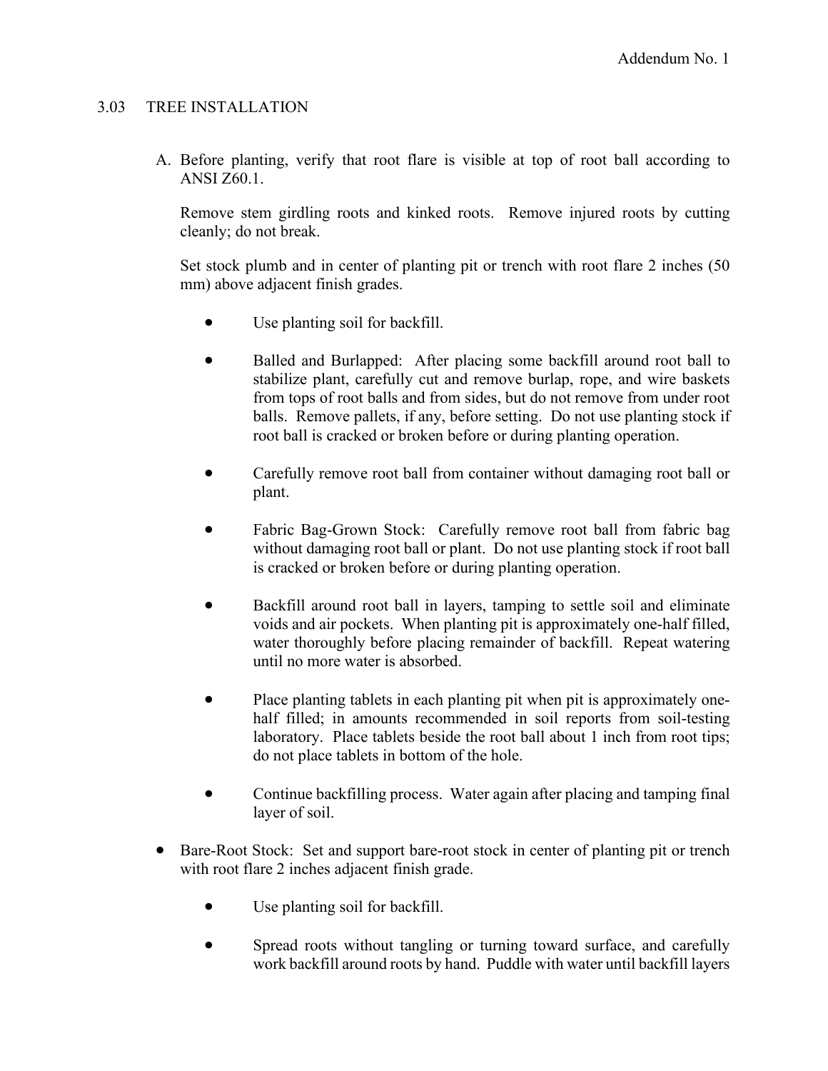## 3.03 TREE INSTALLATION

A. Before planting, verify that root flare is visible at top of root ball according to ANSI Z60.1.

   Remove stem girdling roots and kinked roots. Remove injured roots by cutting cleanly; do not break.

   Set stock plumb and in center of planting pit or trench with root flare 2 inches (50 mm) above adjacent finish grades.

   - Use planting soil for backfill.
   - Balled and Burlapped: After placing some backfill around root ball to stabilize plant, carefully cut and remove burlap, rope, and wire baskets from tops of root balls and from sides, but do not remove from under root balls. Remove pallets, if any, before setting. Do not use planting stock if root ball is cracked or broken before or during planting operation.
   - Carefully remove root ball from container without damaging root ball or plant.
   - Fabric Bag-Grown Stock: Carefully remove root ball from fabric bag without damaging root ball or plant. Do not use planting stock if root ball is cracked or broken before or during planting operation.
   - Backfill around root ball in layers, tamping to settle soil and eliminate voids and air pockets. When planting pit is approximately one-half filled, water thoroughly before placing remainder of backfill. Repeat watering until no more water is absorbed.
   - Place planting tablets in each planting pit when pit is approximately one-half filled; in amounts recommended in soil reports from soil-testing laboratory. Place tablets beside the root ball about 1 inch from root tips; do not place tablets in bottom of the hole.
   - Continue backfilling process. Water again after placing and tamping final layer of soil.

- Bare-Root Stock: Set and support bare-root stock in center of planting pit or trench with root flare 2 inches adjacent finish grade.
   - Use planting soil for backfill.
   - Spread roots without tangling or turning toward surface, and carefully work backfill around roots by hand. Puddle with water until backfill layers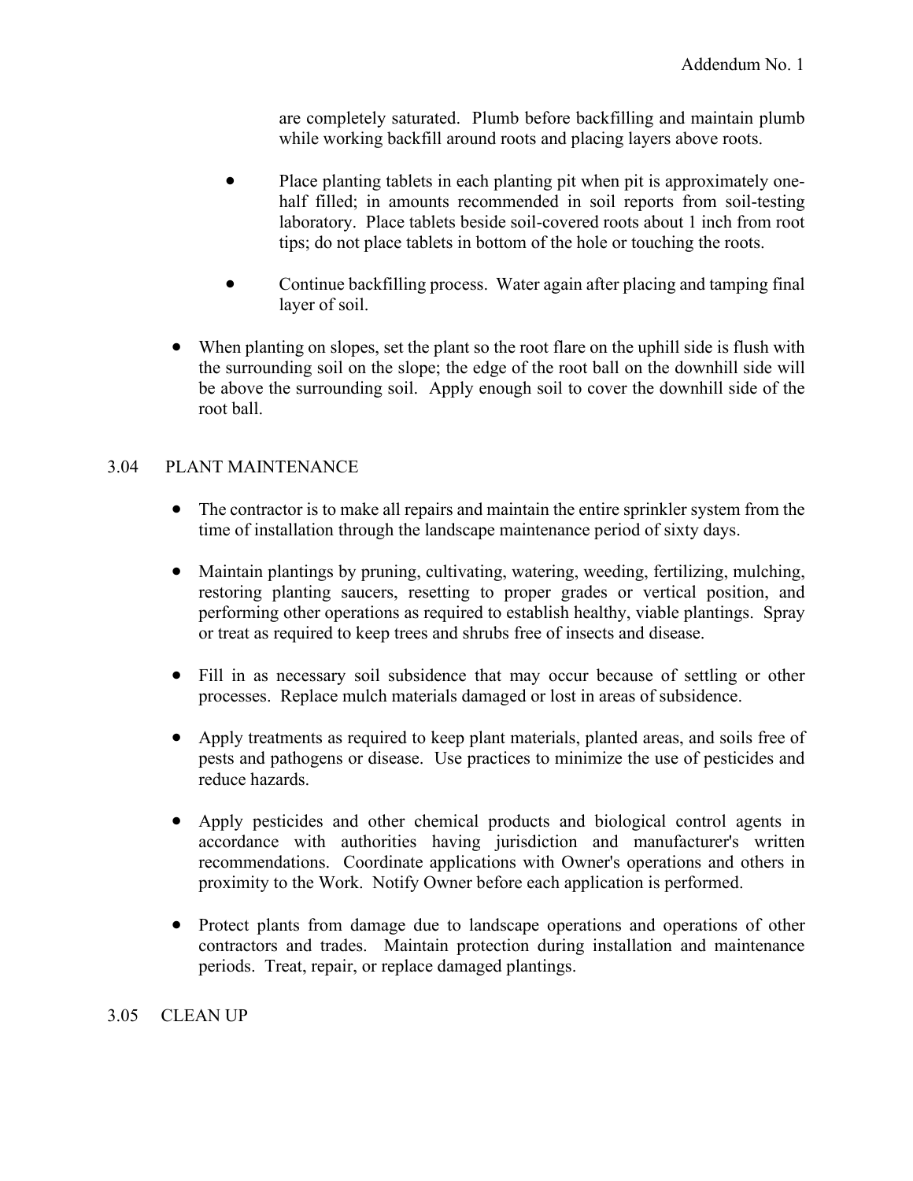are completely saturated. Plumb before backfilling and maintain plumb while working backfill around roots and placing layers above roots.

  - Place planting tablets in each planting pit when pit is approximately one-half filled; in amounts recommended in soil reports from soil-testing laboratory. Place tablets beside soil-covered roots about 1 inch from root tips; do not place tablets in bottom of the hole or touching the roots.

  - Continue backfilling process. Water again after placing and tamping final layer of soil.

- When planting on slopes, set the plant so the root flare on the uphill side is flush with the surrounding soil on the slope; the edge of the root ball on the downhill side will be above the surrounding soil. Apply enough soil to cover the downhill side of the root ball.

## 3.04 PLANT MAINTENANCE

- The contractor is to make all repairs and maintain the entire sprinkler system from the time of installation through the landscape maintenance period of sixty days.

- Maintain plantings by pruning, cultivating, watering, weeding, fertilizing, mulching, restoring planting saucers, resetting to proper grades or vertical position, and performing other operations as required to establish healthy, viable plantings. Spray or treat as required to keep trees and shrubs free of insects and disease.

- Fill in as necessary soil subsidence that may occur because of settling or other processes. Replace mulch materials damaged or lost in areas of subsidence.

- Apply treatments as required to keep plant materials, planted areas, and soils free of pests and pathogens or disease. Use practices to minimize the use of pesticides and reduce hazards.

- Apply pesticides and other chemical products and biological control agents in accordance with authorities having jurisdiction and manufacturer's written recommendations. Coordinate applications with Owner's operations and others in proximity to the Work. Notify Owner before each application is performed.

- Protect plants from damage due to landscape operations and operations of other contractors and trades. Maintain protection during installation and maintenance periods. Treat, repair, or replace damaged plantings.

## 3.05 CLEAN UP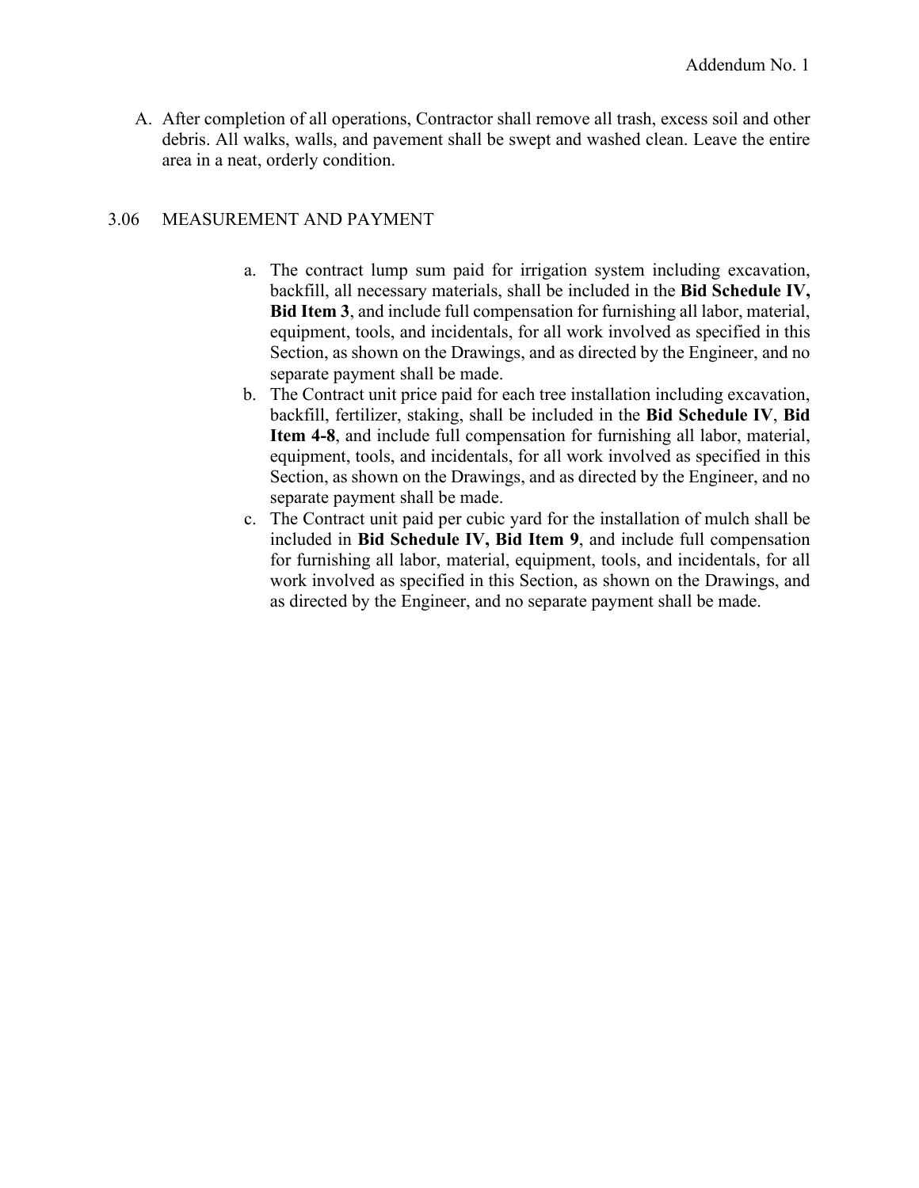A. After completion of all operations, Contractor shall remove all trash, excess soil and other debris. All walks, walls, and pavement shall be swept and washed clean. Leave the entire area in a neat, orderly condition.

3.06 MEASUREMENT AND PAYMENT

a. The contract lump sum paid for irrigation system including excavation, backfill, all necessary materials, shall be included in the **Bid Schedule IV, Bid Item 3**, and include full compensation for furnishing all labor, material, equipment, tools, and incidentals, for all work involved as specified in this Section, as shown on the Drawings, and as directed by the Engineer, and no separate payment shall be made.
b. The Contract unit price paid for each tree installation including excavation, backfill, fertilizer, staking, shall be included in the **Bid Schedule IV**, **Bid Item 4-8**, and include full compensation for furnishing all labor, material, equipment, tools, and incidentals, for all work involved as specified in this Section, as shown on the Drawings, and as directed by the Engineer, and no separate payment shall be made.
c. The Contract unit paid per cubic yard for the installation of mulch shall be included in **Bid Schedule IV, Bid Item 9**, and include full compensation for furnishing all labor, material, equipment, tools, and incidentals, for all work involved as specified in this Section, as shown on the Drawings, and as directed by the Engineer, and no separate payment shall be made.